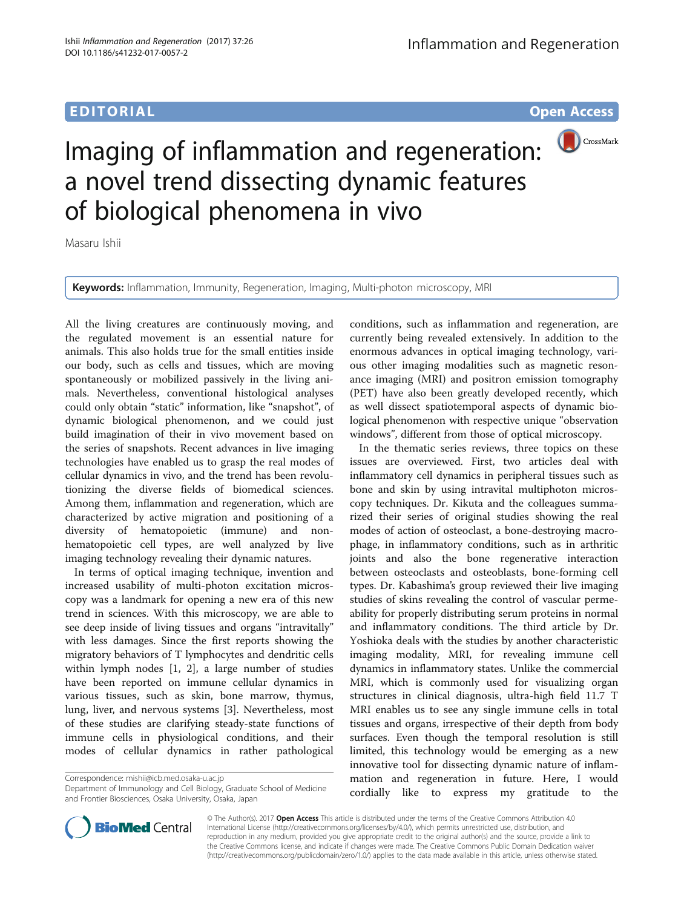**EDITORIAL** **Open Access**

# Imaging of inflammation and regeneration: a novel trend dissecting dynamic features of biological phenomena in vivo

Masaru Ishii

**Keywords:** Inflammation, Immunity, Regeneration, Imaging, Multi-photon microscopy, MRI

All the living creatures are continuously moving, and the regulated movement is an essential nature for animals. This also holds true for the small entities inside our body, such as cells and tissues, which are moving spontaneously or mobilized passively in the living animals. Nevertheless, conventional histological analyses could only obtain "static" information, like "snapshot", of dynamic biological phenomenon, and we could just build imagination of their in vivo movement based on the series of snapshots. Recent advances in live imaging technologies have enabled us to grasp the real modes of cellular dynamics in vivo, and the trend has been revolutionizing the diverse fields of biomedical sciences. Among them, inflammation and regeneration, which are characterized by active migration and positioning of a diversity of hematopoietic (immune) and non-hematopoietic cell types, are well analyzed by live imaging technology revealing their dynamic natures.

In terms of optical imaging technique, invention and increased usability of multi-photon excitation microscopy was a landmark for opening a new era of this new trend in sciences. With this microscopy, we are able to see deep inside of living tissues and organs "intravitally" with less damages. Since the first reports showing the migratory behaviors of T lymphocytes and dendritic cells within lymph nodes [1, 2], a large number of studies have been reported on immune cellular dynamics in various tissues, such as skin, bone marrow, thymus, lung, liver, and nervous systems [3]. Nevertheless, most of these studies are clarifying steady-state functions of immune cells in physiological conditions, and their modes of cellular dynamics in rather pathological conditions, such as inflammation and regeneration, are currently being revealed extensively. In addition to the enormous advances in optical imaging technology, various other imaging modalities such as magnetic resonance imaging (MRI) and positron emission tomography (PET) have also been greatly developed recently, which as well dissect spatiotemporal aspects of dynamic biological phenomenon with respective unique "observation windows", different from those of optical microscopy.

In the thematic series reviews, three topics on these issues are overviewed. First, two articles deal with inflammatory cell dynamics in peripheral tissues such as bone and skin by using intravital multiphoton microscopy techniques. Dr. Kikuta and the colleagues summarized their series of original studies showing the real modes of action of osteoclast, a bone-destroying macrophage, in inflammatory conditions, such as in arthritic joints and also the bone regenerative interaction between osteoclasts and osteoblasts, bone-forming cell types. Dr. Kabashima's group reviewed their live imaging studies of skins revealing the control of vascular permeability for properly distributing serum proteins in normal and inflammatory conditions. The third article by Dr. Yoshioka deals with the studies by another characteristic imaging modality, MRI, for revealing immune cell dynamics in inflammatory states. Unlike the commercial MRI, which is commonly used for visualizing organ structures in clinical diagnosis, ultra-high field 11.7 T MRI enables us to see any single immune cells in total tissues and organs, irrespective of their depth from body surfaces. Even though the temporal resolution is still limited, this technology would be emerging as a new innovative tool for dissecting dynamic nature of inflammation and regeneration in future. Here, I would cordially like to express my gratitude to the

Correspondence: mishii@icb.med.osaka-u.ac.jp
Department of Immunology and Cell Biology, Graduate School of Medicine and Frontier Biosciences, Osaka University, Osaka, Japan

© The Author(s). 2017 **Open Access** This article is distributed under the terms of the Creative Commons Attribution 4.0 International License (http://creativecommons.org/licenses/by/4.0/), which permits unrestricted use, distribution, and reproduction in any medium, provided you give appropriate credit to the original author(s) and the source, provide a link to the Creative Commons license, and indicate if changes were made. The Creative Commons Public Domain Dedication waiver (http://creativecommons.org/publicdomain/zero/1.0/) applies to the data made available in this article, unless otherwise stated.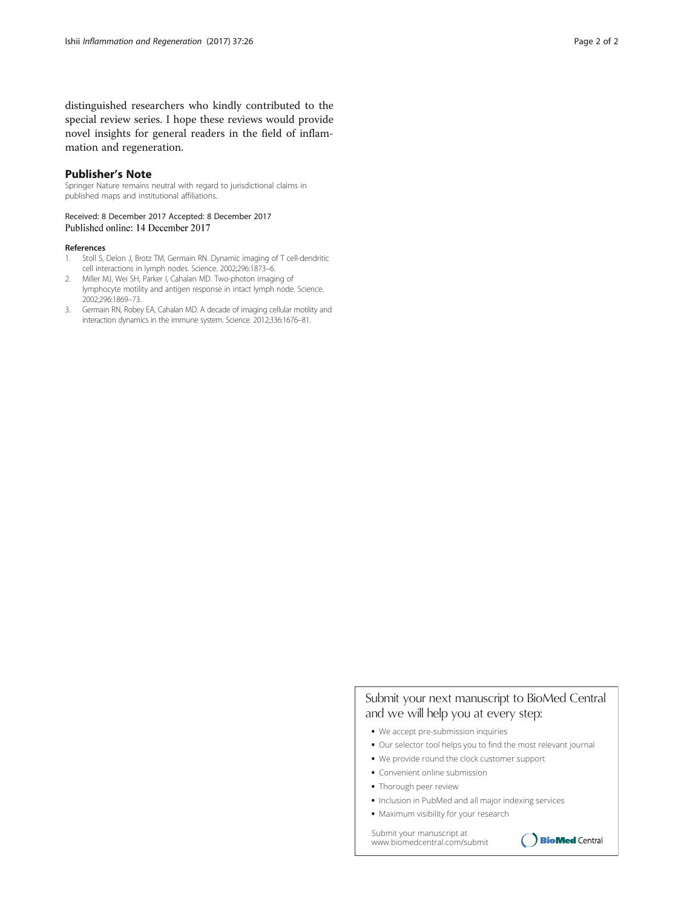distinguished researchers who kindly contributed to the special review series. I hope these reviews would provide novel insights for general readers in the field of inflammation and regeneration.

## Publisher's Note

Springer Nature remains neutral with regard to jurisdictional claims in published maps and institutional affiliations.

Received: 8 December 2017 Accepted: 8 December 2017
Published online: 14 December 2017

### References

1. Stoll S, Delon J, Brotz TM, Germain RN. Dynamic imaging of T cell-dendritic cell interactions in lymph nodes. Science. 2002;296:1873–6.
2. Miller MJ, Wei SH, Parker I, Cahalan MD. Two-photon imaging of lymphocyte motility and antigen response in intact lymph node. Science. 2002;296:1869–73.
3. Germain RN, Robey EA, Cahalan MD. A decade of imaging cellular motility and interaction dynamics in the immune system. Science. 2012;336:1676–81.

Submit your next manuscript to BioMed Central and we will help you at every step:

- We accept pre-submission inquiries
- Our selector tool helps you to find the most relevant journal
- We provide round the clock customer support
- Convenient online submission
- Thorough peer review
- Inclusion in PubMed and all major indexing services
- Maximum visibility for your research

Submit your manuscript at
www.biomedcentral.com/submit

BioMed Central